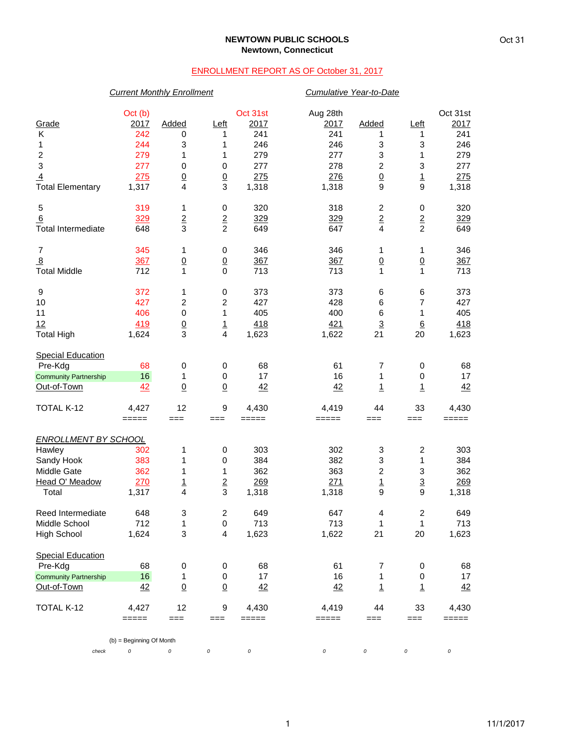**NEWTOWN PUBLIC SCHOOLS**
**Newtown, Connecticut**

Oct 31

ENROLLMENT REPORT AS OF October 31, 2017

| | *Current Monthly Enrollment* | | | | *Cumulative Year-to-Date* | | | |
|---|---|---|---|---|---|---|---|---|
| Grade | Oct (b) 2017 | Added | Left | Oct 31st 2017 | Aug 28th 2017 | Added | Left | Oct 31st 2017 |
| K | 242 | 0 | 1 | 241 | 241 | 1 | 1 | 241 |
| 1 | 244 | 3 | 1 | 246 | 246 | 3 | 3 | 246 |
| 2 | 279 | 1 | 1 | 279 | 277 | 3 | 1 | 279 |
| 3 | 277 | 0 | 0 | 277 | 278 | 2 | 3 | 277 |
| 4 | 275 | 0 | 0 | 275 | 276 | 0 | 1 | 275 |
| Total Elementary | 1,317 | 4 | 3 | 1,318 | 1,318 | 9 | 9 | 1,318 |
| | | | | | | | | |
| 5 | 319 | 1 | 0 | 320 | 318 | 2 | 0 | 320 |
| 6 | 329 | 2 | 2 | 329 | 329 | 2 | 2 | 329 |
| Total Intermediate | 648 | 3 | 2 | 649 | 647 | 4 | 2 | 649 |
| | | | | | | | | |
| 7 | 345 | 1 | 0 | 346 | 346 | 1 | 1 | 346 |
| 8 | 367 | 0 | 0 | 367 | 367 | 0 | 0 | 367 |
| Total Middle | 712 | 1 | 0 | 713 | 713 | 1 | 1 | 713 |
| | | | | | | | | |
| 9 | 372 | 1 | 0 | 373 | 373 | 6 | 6 | 373 |
| 10 | 427 | 2 | 2 | 427 | 428 | 6 | 7 | 427 |
| 11 | 406 | 0 | 1 | 405 | 400 | 6 | 1 | 405 |
| 12 | 419 | 0 | 1 | 418 | 421 | 3 | 6 | 418 |
| Total High | 1,624 | 3 | 4 | 1,623 | 1,622 | 21 | 20 | 1,623 |
| | | | | | | | | |
| Special Education | | | | | | | | |
| Pre-Kdg | 68 | 0 | 0 | 68 | 61 | 7 | 0 | 68 |
| Community Partnership | 16 | 1 | 0 | 17 | 16 | 1 | 0 | 17 |
| Out-of-Town | 42 | 0 | 0 | 42 | 42 | 1 | 1 | 42 |
| | | | | | | | | |
| TOTAL K-12 | 4,427 | 12 | 9 | 4,430 | 4,419 | 44 | 33 | 4,430 |
| | | | | | | | | |
| *ENROLLMENT BY SCHOOL* | | | | | | | | |
| Hawley | 302 | 1 | 0 | 303 | 302 | 3 | 2 | 303 |
| Sandy Hook | 383 | 1 | 0 | 384 | 382 | 3 | 1 | 384 |
| Middle Gate | 362 | 1 | 1 | 362 | 363 | 2 | 3 | 362 |
| Head O' Meadow | 270 | 1 | 2 | 269 | 271 | 1 | 3 | 269 |
| Total | 1,317 | 4 | 3 | 1,318 | 1,318 | 9 | 9 | 1,318 |
| | | | | | | | | |
| Reed Intermediate | 648 | 3 | 2 | 649 | 647 | 4 | 2 | 649 |
| Middle School | 712 | 1 | 0 | 713 | 713 | 1 | 1 | 713 |
| High School | 1,624 | 3 | 4 | 1,623 | 1,622 | 21 | 20 | 1,623 |
| | | | | | | | | |
| Special Education | | | | | | | | |
| Pre-Kdg | 68 | 0 | 0 | 68 | 61 | 7 | 0 | 68 |
| Community Partnership | 16 | 1 | 0 | 17 | 16 | 1 | 0 | 17 |
| Out-of-Town | 42 | 0 | 0 | 42 | 42 | 1 | 1 | 42 |
| | | | | | | | | |
| TOTAL K-12 | 4,427 | 12 | 9 | 4,430 | 4,419 | 44 | 33 | 4,430 |
| *check* | 0 | 0 | 0 | 0 | 0 | 0 | 0 | 0 |

(b) = Beginning Of Month

11/1/2017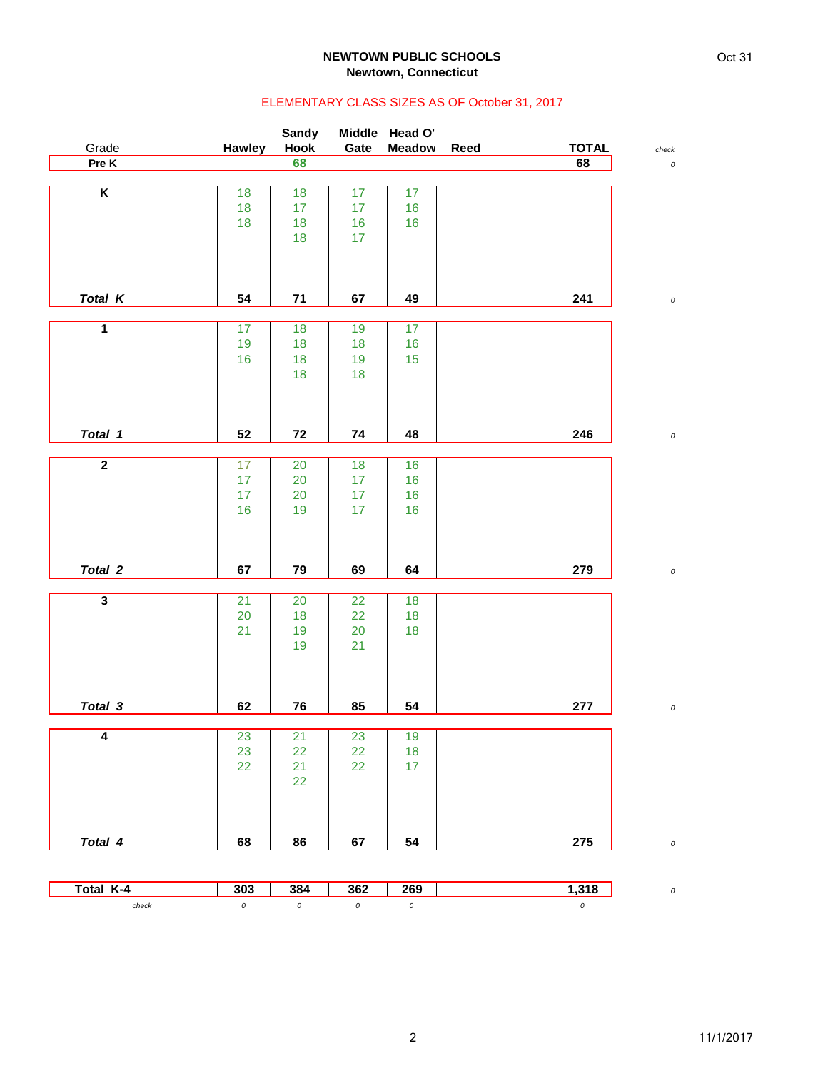**NEWTOWN PUBLIC SCHOOLS**
**Newtown, Connecticut**

Oct 31

ELEMENTARY CLASS SIZES AS OF October 31, 2017

| Grade | Hawley | Sandy Hook | Middle Gate | Head O' Meadow | Reed | TOTAL | check |
|---|---|---|---|---|---|---|---|
| **Pre K** | | 68 | | | | 68 | 0 |
| **K** | 18 | 18 | 17 | 17 | | | |
| | 18 | 17 | 17 | 16 | | | |
| | 18 | 18 | 16 | 16 | | | |
| | | 18 | 17 | | | | |
| ***Total K*** | **54** | **71** | **67** | **49** | | **241** | 0 |
| **1** | 17 | 18 | 19 | 17 | | | |
| | 19 | 18 | 18 | 16 | | | |
| | 16 | 18 | 19 | 15 | | | |
| | | 18 | 18 | | | | |
| ***Total 1*** | **52** | **72** | **74** | **48** | | **246** | 0 |
| **2** | 17 | 20 | 18 | 16 | | | |
| | 17 | 20 | 17 | 16 | | | |
| | 17 | 20 | 17 | 16 | | | |
| | 16 | 19 | 17 | 16 | | | |
| ***Total 2*** | **67** | **79** | **69** | **64** | | **279** | 0 |
| **3** | 21 | 20 | 22 | 18 | | | |
| | 20 | 18 | 22 | 18 | | | |
| | 21 | 19 | 20 | 18 | | | |
| | | 19 | 21 | | | | |
| ***Total 3*** | **62** | **76** | **85** | **54** | | **277** | 0 |
| **4** | 23 | 21 | 23 | 19 | | | |
| | 23 | 22 | 22 | 18 | | | |
| | 22 | 21 | 22 | 17 | | | |
| | | 22 | | | | | |
| ***Total 4*** | **68** | **86** | **67** | **54** | | **275** | 0 |
| **Total K-4** | **303** | **384** | **362** | **269** | | **1,318** | 0 |
| *check* | *0* | *0* | *0* | *0* | | *0* | |

11/1/2017